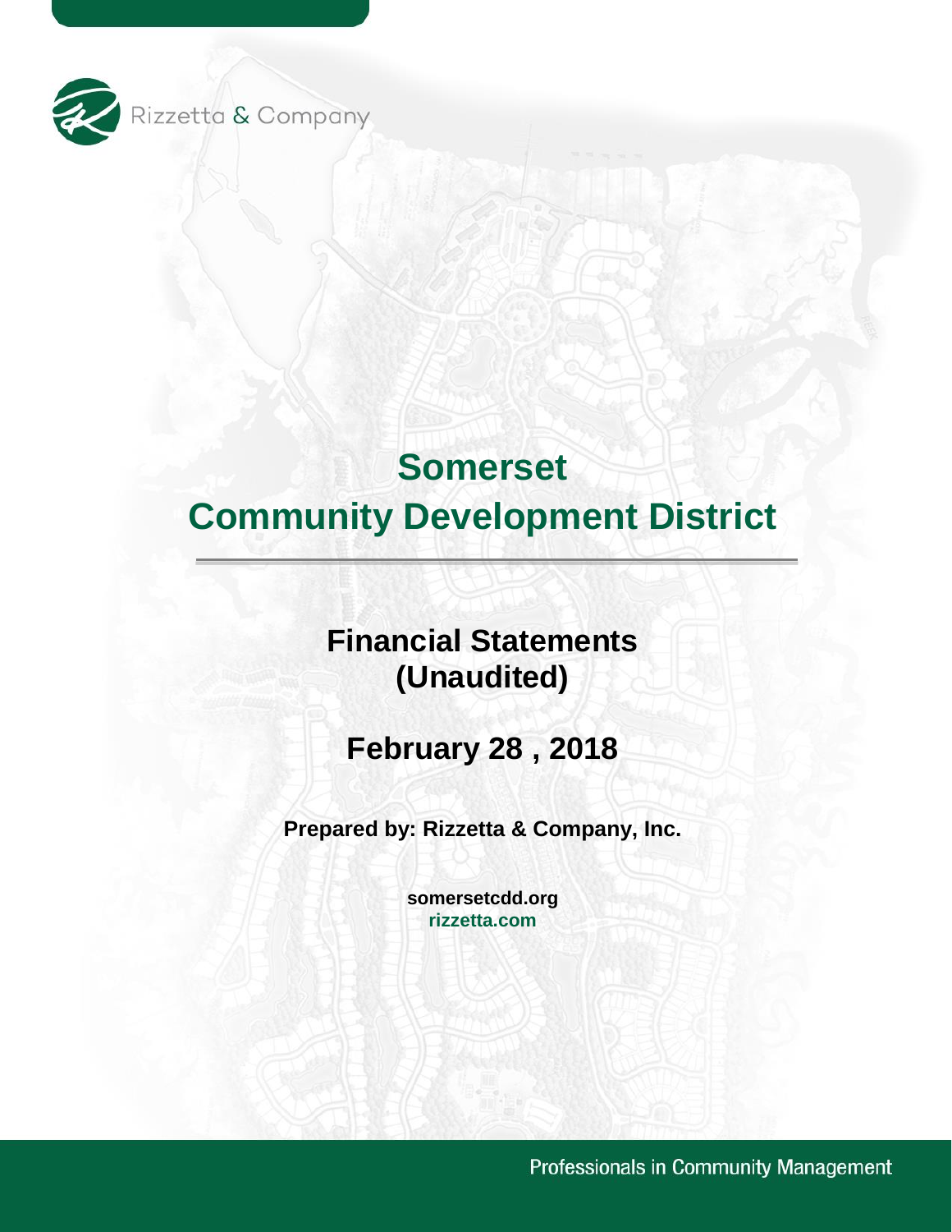Rizzetta & Company

# Somerset Community Development District

## Financial Statements (Unaudited)

## February 28 , 2018

**Prepared by: Rizzetta & Company, Inc.**

**somersetcdd.org**
**rizzetta.com**

Professionals in Community Management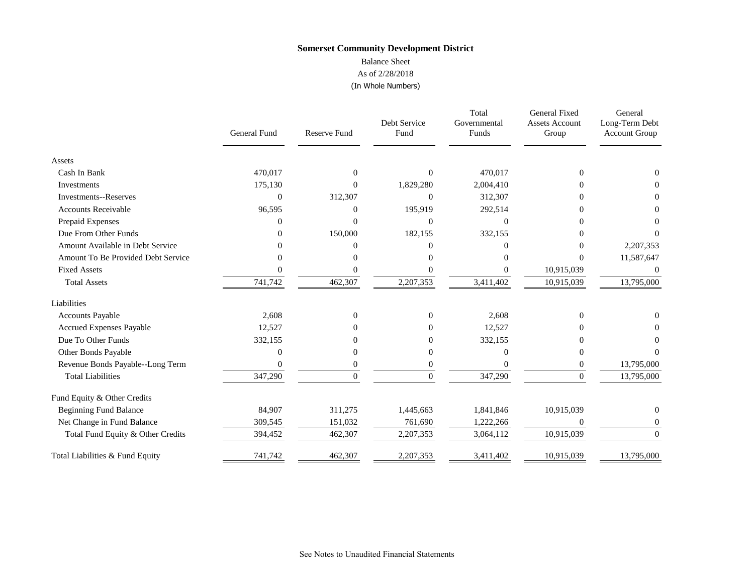# Somerset Community Development District

Balance Sheet
As of 2/28/2018
(In Whole Numbers)

| | General Fund | Reserve Fund | Debt Service Fund | Total Governmental Funds | General Fixed Assets Account Group | General Long-Term Debt Account Group |
|---|---|---|---|---|---|---|
| **Assets** | | | | | | |
| Cash In Bank | 470,017 | 0 | 0 | 470,017 | 0 | 0 |
| Investments | 175,130 | 0 | 1,829,280 | 2,004,410 | 0 | 0 |
| Investments--Reserves | 0 | 312,307 | 0 | 312,307 | 0 | 0 |
| Accounts Receivable | 96,595 | 0 | 195,919 | 292,514 | 0 | 0 |
| Prepaid Expenses | 0 | 0 | 0 | 0 | 0 | 0 |
| Due From Other Funds | 0 | 150,000 | 182,155 | 332,155 | 0 | 0 |
| Amount Available in Debt Service | 0 | 0 | 0 | 0 | 0 | 2,207,353 |
| Amount To Be Provided Debt Service | 0 | 0 | 0 | 0 | 0 | 11,587,647 |
| Fixed Assets | 0 | 0 | 0 | 0 | 10,915,039 | 0 |
| Total Assets | 741,742 | 462,307 | 2,207,353 | 3,411,402 | 10,915,039 | 13,795,000 |
| **Liabilities** | | | | | | |
| Accounts Payable | 2,608 | 0 | 0 | 2,608 | 0 | 0 |
| Accrued Expenses Payable | 12,527 | 0 | 0 | 12,527 | 0 | 0 |
| Due To Other Funds | 332,155 | 0 | 0 | 332,155 | 0 | 0 |
| Other Bonds Payable | 0 | 0 | 0 | 0 | 0 | 0 |
| Revenue Bonds Payable--Long Term | 0 | 0 | 0 | 0 | 0 | 13,795,000 |
| Total Liabilities | 347,290 | 0 | 0 | 347,290 | 0 | 13,795,000 |
| **Fund Equity & Other Credits** | | | | | | |
| Beginning Fund Balance | 84,907 | 311,275 | 1,445,663 | 1,841,846 | 10,915,039 | 0 |
| Net Change in Fund Balance | 309,545 | 151,032 | 761,690 | 1,222,266 | 0 | 0 |
| Total Fund Equity & Other Credits | 394,452 | 462,307 | 2,207,353 | 3,064,112 | 10,915,039 | 0 |
| Total Liabilities & Fund Equity | 741,742 | 462,307 | 2,207,353 | 3,411,402 | 10,915,039 | 13,795,000 |

See Notes to Unaudited Financial Statements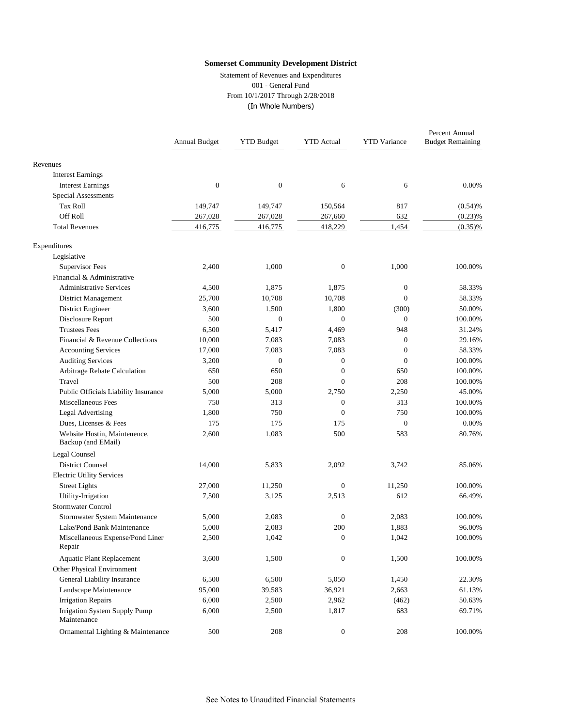**Somerset Community Development District**

Statement of Revenues and Expenditures
001 - General Fund
From 10/1/2017 Through 2/28/2018
(In Whole Numbers)

| | Annual Budget | YTD Budget | YTD Actual | YTD Variance | Percent Annual Budget Remaining |
|---|---|---|---|---|---|
| Revenues | | | | | |
| Interest Earnings | | | | | |
| Interest Earnings | 0 | 0 | 6 | 6 | 0.00% |
| Special Assessments | | | | | |
| Tax Roll | 149,747 | 149,747 | 150,564 | 817 | (0.54)% |
| Off Roll | 267,028 | 267,028 | 267,660 | 632 | (0.23)% |
| Total Revenues | 416,775 | 416,775 | 418,229 | 1,454 | (0.35)% |
| Expenditures | | | | | |
| Legislative | | | | | |
| Supervisor Fees | 2,400 | 1,000 | 0 | 1,000 | 100.00% |
| Financial & Administrative | | | | | |
| Administrative Services | 4,500 | 1,875 | 1,875 | 0 | 58.33% |
| District Management | 25,700 | 10,708 | 10,708 | 0 | 58.33% |
| District Engineer | 3,600 | 1,500 | 1,800 | (300) | 50.00% |
| Disclosure Report | 500 | 0 | 0 | 0 | 100.00% |
| Trustees Fees | 6,500 | 5,417 | 4,469 | 948 | 31.24% |
| Financial & Revenue Collections | 10,000 | 7,083 | 7,083 | 0 | 29.16% |
| Accounting Services | 17,000 | 7,083 | 7,083 | 0 | 58.33% |
| Auditing Services | 3,200 | 0 | 0 | 0 | 100.00% |
| Arbitrage Rebate Calculation | 650 | 650 | 0 | 650 | 100.00% |
| Travel | 500 | 208 | 0 | 208 | 100.00% |
| Public Officials Liability Insurance | 5,000 | 5,000 | 2,750 | 2,250 | 45.00% |
| Miscellaneous Fees | 750 | 313 | 0 | 313 | 100.00% |
| Legal Advertising | 1,800 | 750 | 0 | 750 | 100.00% |
| Dues, Licenses & Fees | 175 | 175 | 175 | 0 | 0.00% |
| Website Hostin, Maintenence, Backup (and EMail) | 2,600 | 1,083 | 500 | 583 | 80.76% |
| Legal Counsel | | | | | |
| District Counsel | 14,000 | 5,833 | 2,092 | 3,742 | 85.06% |
| Electric Utility Services | | | | | |
| Street Lights | 27,000 | 11,250 | 0 | 11,250 | 100.00% |
| Utility-Irrigation | 7,500 | 3,125 | 2,513 | 612 | 66.49% |
| Stormwater Control | | | | | |
| Stormwater System Maintenance | 5,000 | 2,083 | 0 | 2,083 | 100.00% |
| Lake/Pond Bank Maintenance | 5,000 | 2,083 | 200 | 1,883 | 96.00% |
| Miscellaneous Expense/Pond Liner Repair | 2,500 | 1,042 | 0 | 1,042 | 100.00% |
| Aquatic Plant Replacement | 3,600 | 1,500 | 0 | 1,500 | 100.00% |
| Other Physical Environment | | | | | |
| General Liability Insurance | 6,500 | 6,500 | 5,050 | 1,450 | 22.30% |
| Landscape Maintenance | 95,000 | 39,583 | 36,921 | 2,663 | 61.13% |
| Irrigation Repairs | 6,000 | 2,500 | 2,962 | (462) | 50.63% |
| Irrigation System Supply Pump Maintenance | 6,000 | 2,500 | 1,817 | 683 | 69.71% |
| Ornamental Lighting & Maintenance | 500 | 208 | 0 | 208 | 100.00% |

See Notes to Unaudited Financial Statements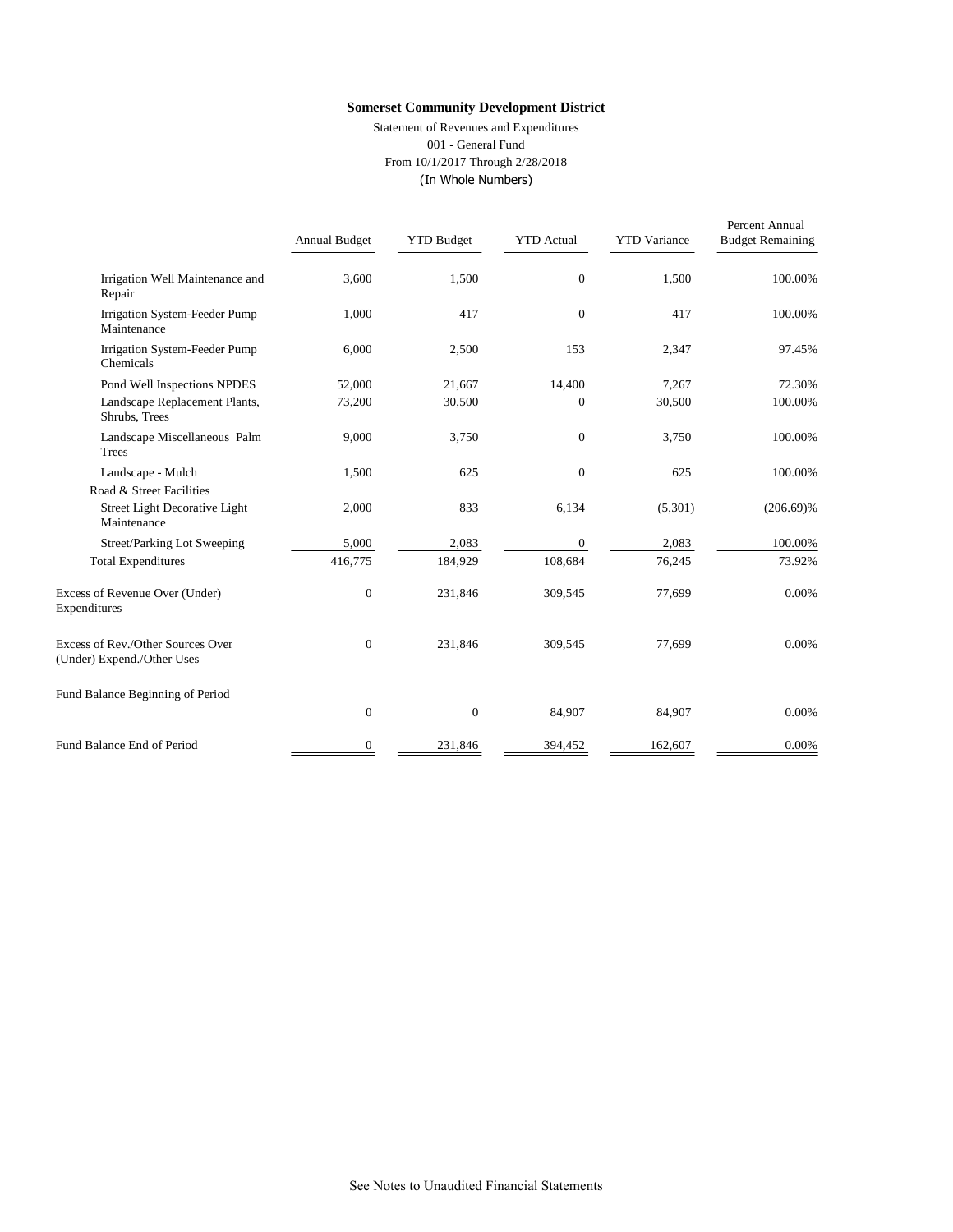**Somerset Community Development District**

Statement of Revenues and Expenditures
001 - General Fund
From 10/1/2017 Through 2/28/2018
(In Whole Numbers)

| | Annual Budget | YTD Budget | YTD Actual | YTD Variance | Percent Annual Budget Remaining |
|---|---|---|---|---|---|
| Irrigation Well Maintenance and Repair | 3,600 | 1,500 | 0 | 1,500 | 100.00% |
| Irrigation System-Feeder Pump Maintenance | 1,000 | 417 | 0 | 417 | 100.00% |
| Irrigation System-Feeder Pump Chemicals | 6,000 | 2,500 | 153 | 2,347 | 97.45% |
| Pond Well Inspections NPDES | 52,000 | 21,667 | 14,400 | 7,267 | 72.30% |
| Landscape Replacement Plants, Shrubs, Trees | 73,200 | 30,500 | 0 | 30,500 | 100.00% |
| Landscape Miscellaneous Palm Trees | 9,000 | 3,750 | 0 | 3,750 | 100.00% |
| Landscape - Mulch | 1,500 | 625 | 0 | 625 | 100.00% |
| Road & Street Facilities | | | | | |
| Street Light Decorative Light Maintenance | 2,000 | 833 | 6,134 | (5,301) | (206.69)% |
| Street/Parking Lot Sweeping | 5,000 | 2,083 | 0 | 2,083 | 100.00% |
| Total Expenditures | 416,775 | 184,929 | 108,684 | 76,245 | 73.92% |
| Excess of Revenue Over (Under) Expenditures | 0 | 231,846 | 309,545 | 77,699 | 0.00% |
| Excess of Rev./Other Sources Over (Under) Expend./Other Uses | 0 | 231,846 | 309,545 | 77,699 | 0.00% |
| Fund Balance Beginning of Period | 0 | 0 | 84,907 | 84,907 | 0.00% |
| Fund Balance End of Period | 0 | 231,846 | 394,452 | 162,607 | 0.00% |

See Notes to Unaudited Financial Statements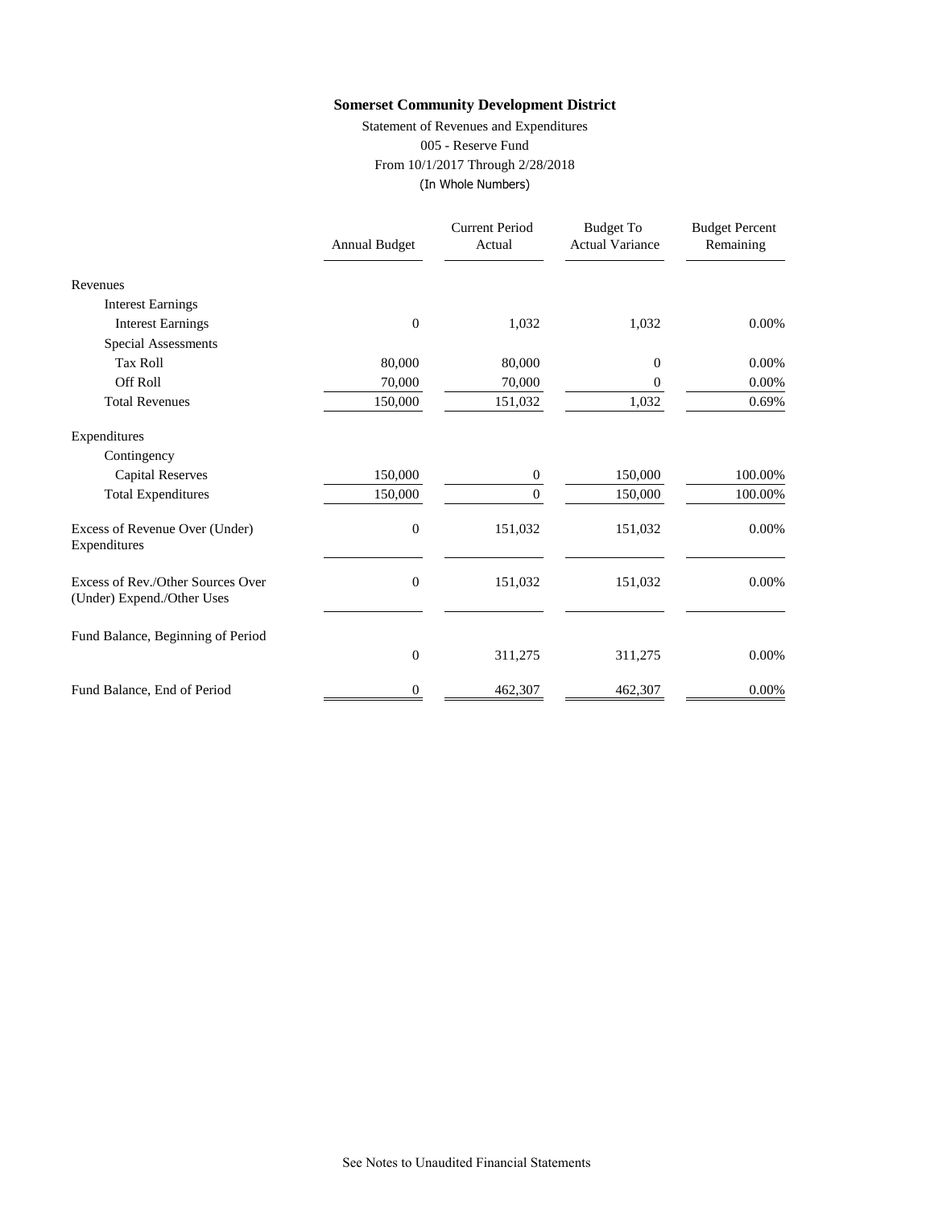**Somerset Community Development District**

Statement of Revenues and Expenditures

005 - Reserve Fund

From 10/1/2017 Through 2/28/2018

(In Whole Numbers)

| | Annual Budget | Current Period Actual | Budget To Actual Variance | Budget Percent Remaining |
|---|---|---|---|---|
| Revenues | | | | |
| Interest Earnings | | | | |
| Interest Earnings | 0 | 1,032 | 1,032 | 0.00% |
| Special Assessments | | | | |
| Tax Roll | 80,000 | 80,000 | 0 | 0.00% |
| Off Roll | 70,000 | 70,000 | 0 | 0.00% |
| Total Revenues | 150,000 | 151,032 | 1,032 | 0.69% |
| Expenditures | | | | |
| Contingency | | | | |
| Capital Reserves | 150,000 | 0 | 150,000 | 100.00% |
| Total Expenditures | 150,000 | 0 | 150,000 | 100.00% |
| Excess of Revenue Over (Under) Expenditures | 0 | 151,032 | 151,032 | 0.00% |
| Excess of Rev./Other Sources Over (Under) Expend./Other Uses | 0 | 151,032 | 151,032 | 0.00% |
| Fund Balance, Beginning of Period | 0 | 311,275 | 311,275 | 0.00% |
| Fund Balance, End of Period | 0 | 462,307 | 462,307 | 0.00% |

See Notes to Unaudited Financial Statements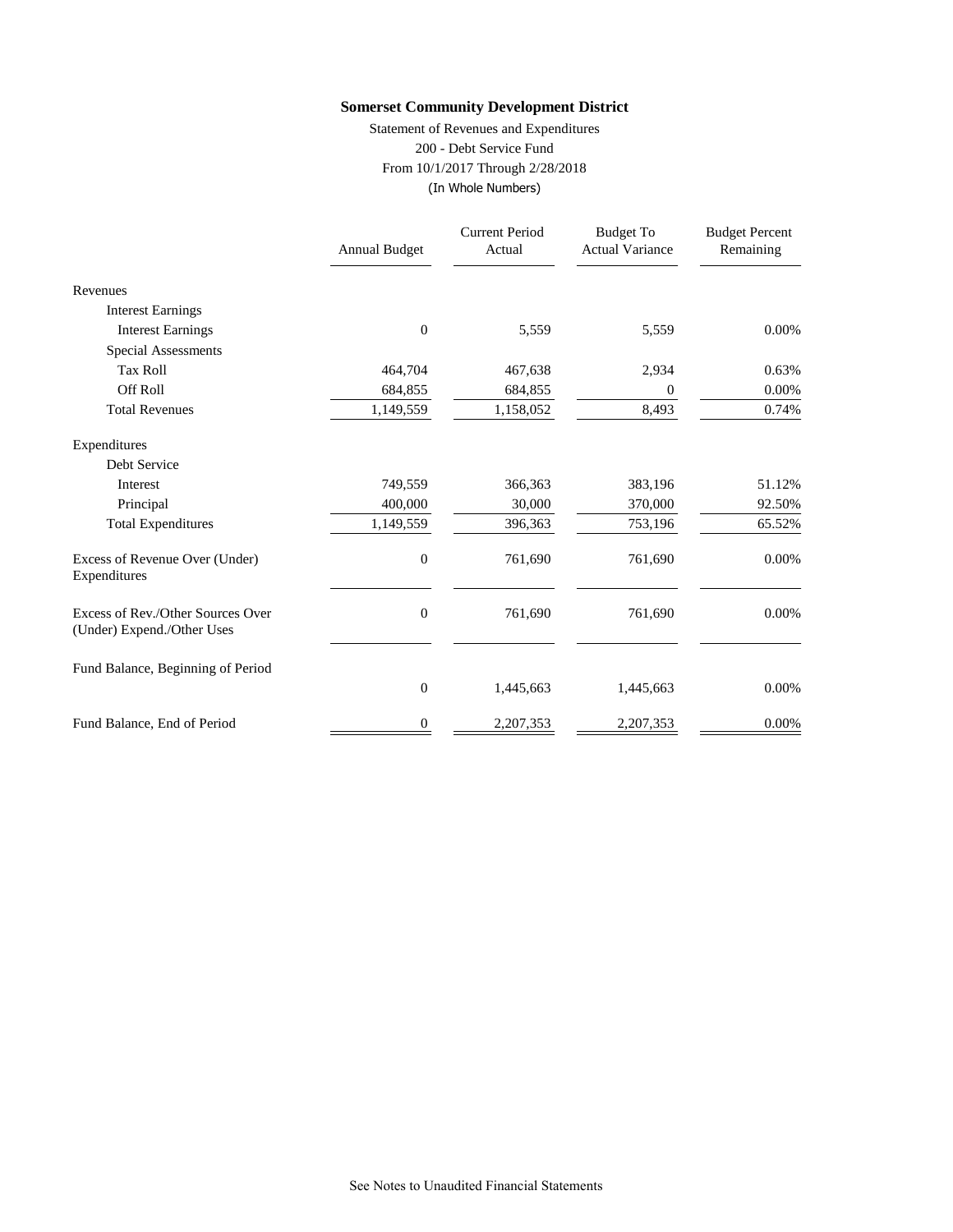**Somerset Community Development District**

Statement of Revenues and Expenditures
200 - Debt Service Fund
From 10/1/2017 Through 2/28/2018
(In Whole Numbers)

| | Annual Budget | Current Period Actual | Budget To Actual Variance | Budget Percent Remaining |
|---|---|---|---|---|
| Revenues | | | | |
| Interest Earnings | | | | |
| Interest Earnings | 0 | 5,559 | 5,559 | 0.00% |
| Special Assessments | | | | |
| Tax Roll | 464,704 | 467,638 | 2,934 | 0.63% |
| Off Roll | 684,855 | 684,855 | 0 | 0.00% |
| Total Revenues | 1,149,559 | 1,158,052 | 8,493 | 0.74% |
| Expenditures | | | | |
| Debt Service | | | | |
| Interest | 749,559 | 366,363 | 383,196 | 51.12% |
| Principal | 400,000 | 30,000 | 370,000 | 92.50% |
| Total Expenditures | 1,149,559 | 396,363 | 753,196 | 65.52% |
| Excess of Revenue Over (Under) Expenditures | 0 | 761,690 | 761,690 | 0.00% |
| Excess of Rev./Other Sources Over (Under) Expend./Other Uses | 0 | 761,690 | 761,690 | 0.00% |
| Fund Balance, Beginning of Period | 0 | 1,445,663 | 1,445,663 | 0.00% |
| Fund Balance, End of Period | 0 | 2,207,353 | 2,207,353 | 0.00% |

See Notes to Unaudited Financial Statements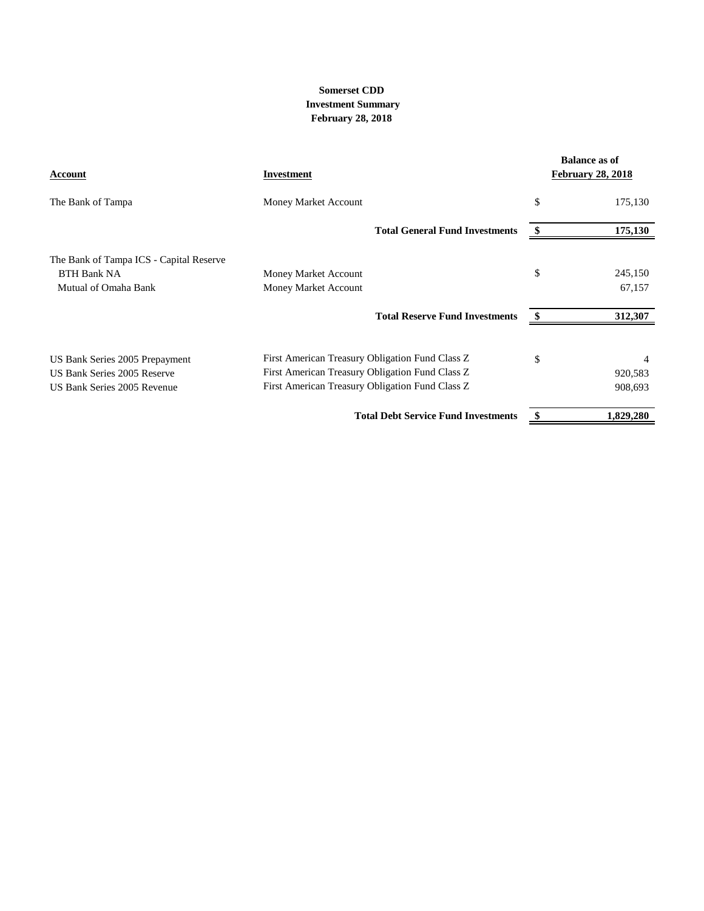**Somerset CDD**
**Investment Summary**
**February 28, 2018**

| Account | Investment | Balance as of February 28, 2018 |
|---|---|---|
| The Bank of Tampa | Money Market Account | $ 175,130 |
| | **Total General Fund Investments** | **$ 175,130** |
| The Bank of Tampa ICS - Capital Reserve | | |
| BTH Bank NA | Money Market Account | $ 245,150 |
| Mutual of Omaha Bank | Money Market Account | 67,157 |
| | **Total Reserve Fund Investments** | **$ 312,307** |
| US Bank Series 2005 Prepayment | First American Treasury Obligation Fund Class Z | $ 4 |
| US Bank Series 2005 Reserve | First American Treasury Obligation Fund Class Z | 920,583 |
| US Bank Series 2005 Revenue | First American Treasury Obligation Fund Class Z | 908,693 |
| | **Total Debt Service Fund Investments** | **$ 1,829,280** |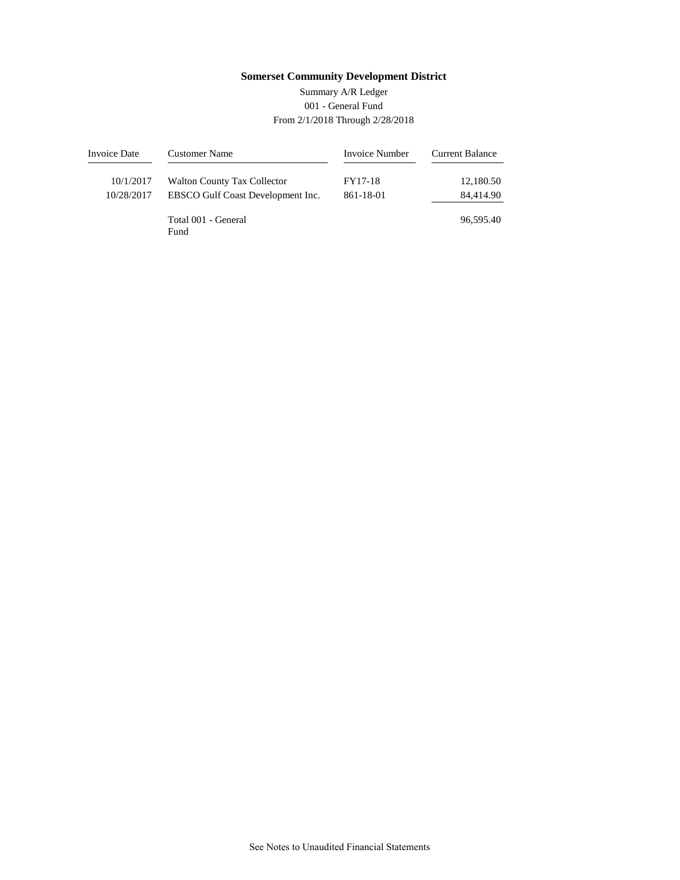**Somerset Community Development District**

Summary A/R Ledger
001 - General Fund
From 2/1/2018 Through 2/28/2018

| Invoice Date | Customer Name | Invoice Number | Current Balance |
|---|---|---|---|
| 10/1/2017 | Walton County Tax Collector | FY17-18 | 12,180.50 |
| 10/28/2017 | EBSCO Gulf Coast Development Inc. | 861-18-01 | 84,414.90 |
| | Total 001 - General Fund | | 96,595.40 |

See Notes to Unaudited Financial Statements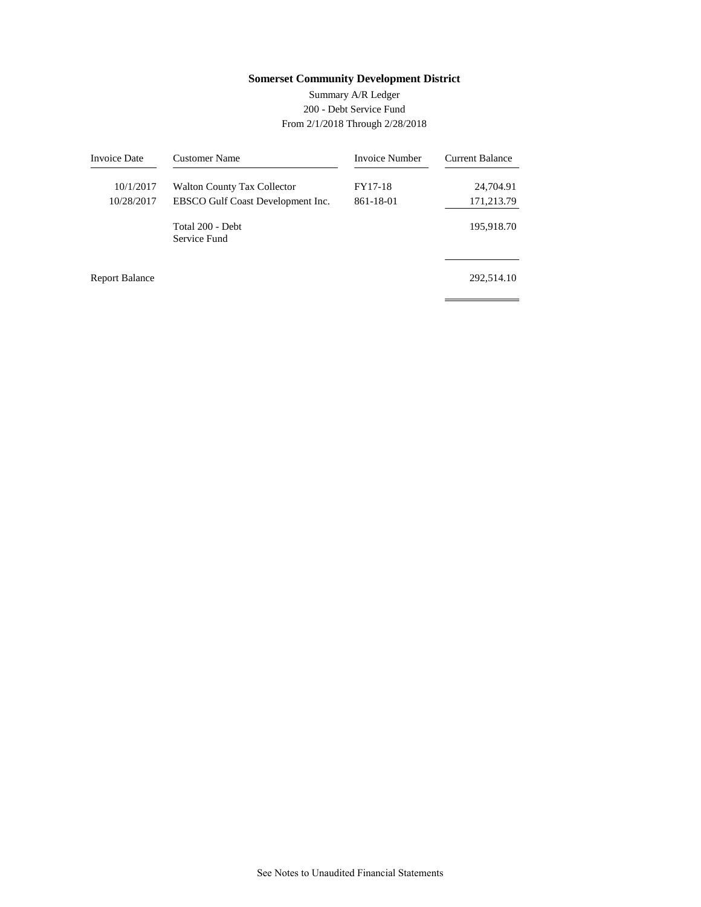# Somerset Community Development District

Summary A/R Ledger
200 - Debt Service Fund
From 2/1/2018 Through 2/28/2018

| Invoice Date | Customer Name | Invoice Number | Current Balance |
|---|---|---|---|
| 10/1/2017 | Walton County Tax Collector | FY17-18 | 24,704.91 |
| 10/28/2017 | EBSCO Gulf Coast Development Inc. | 861-18-01 | 171,213.79 |
| | Total 200 - Debt Service Fund | | 195,918.70 |
| Report Balance | | | 292,514.10 |

See Notes to Unaudited Financial Statements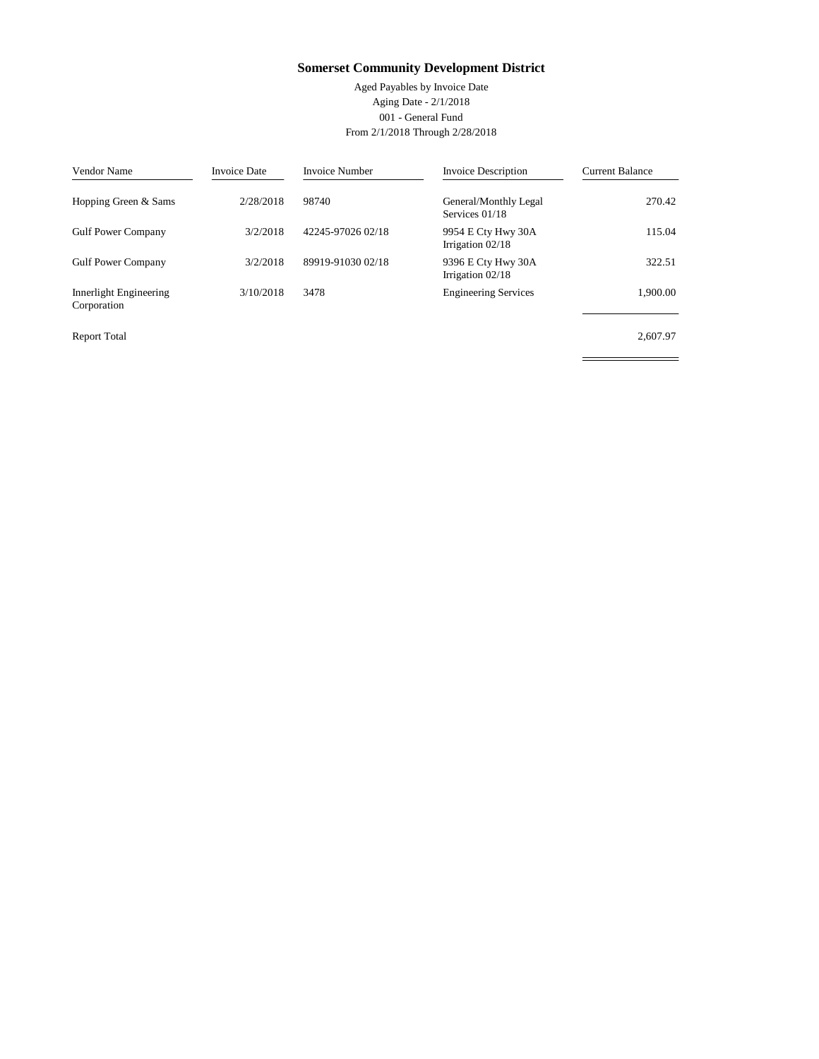# Somerset Community Development District

Aged Payables by Invoice Date
Aging Date - 2/1/2018
001 - General Fund
From 2/1/2018 Through 2/28/2018

| Vendor Name | Invoice Date | Invoice Number | Invoice Description | Current Balance |
|---|---|---|---|---|
| Hopping Green & Sams | 2/28/2018 | 98740 | General/Monthly Legal Services 01/18 | 270.42 |
| Gulf Power Company | 3/2/2018 | 42245-97026 02/18 | 9954 E Cty Hwy 30A Irrigation 02/18 | 115.04 |
| Gulf Power Company | 3/2/2018 | 89919-91030 02/18 | 9396 E Cty Hwy 30A Irrigation 02/18 | 322.51 |
| Innerlight Engineering Corporation | 3/10/2018 | 3478 | Engineering Services | 1,900.00 |
| Report Total | | | | 2,607.97 |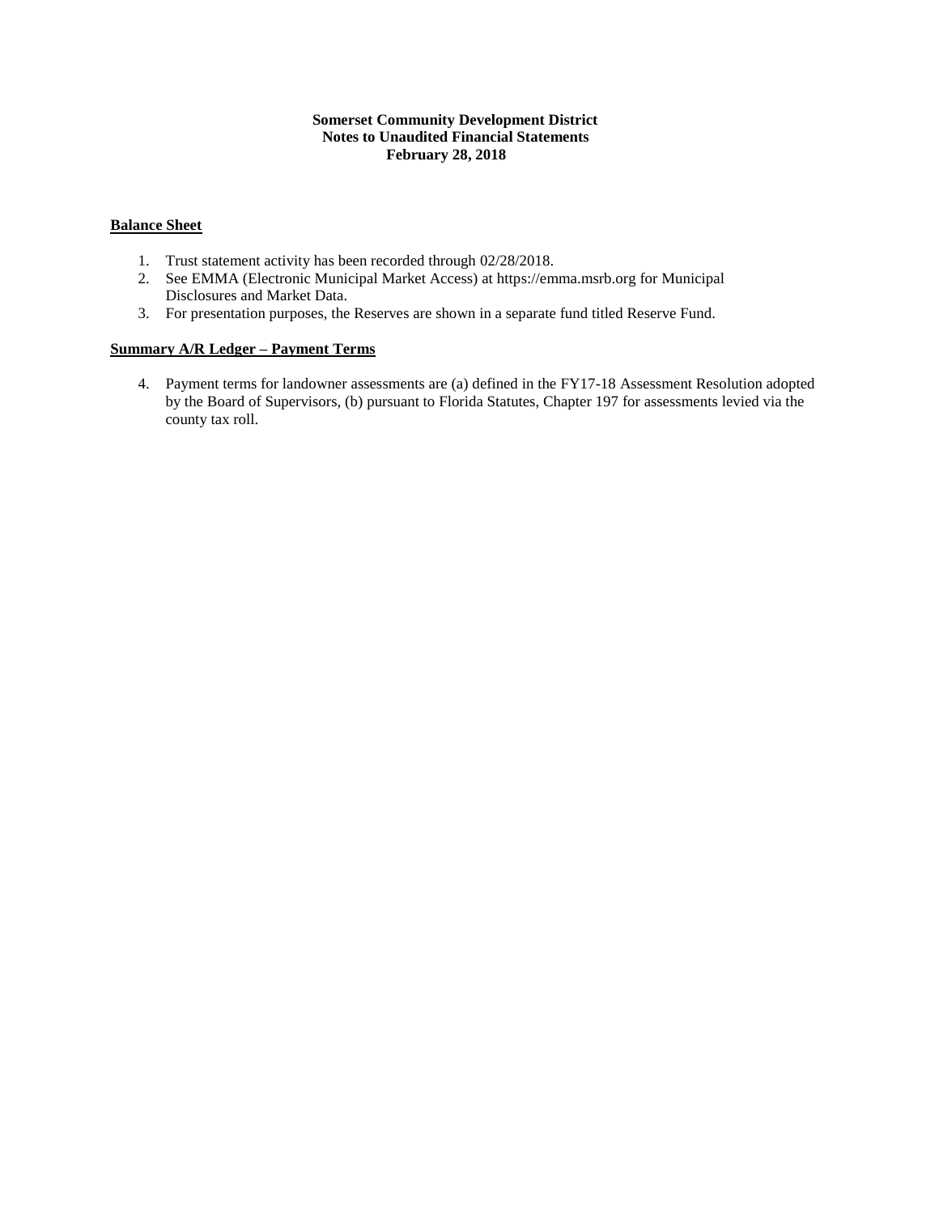**Somerset Community Development District**
**Notes to Unaudited Financial Statements**
**February 28, 2018**

**Balance Sheet**

1. Trust statement activity has been recorded through 02/28/2018.
2. See EMMA (Electronic Municipal Market Access) at https://emma.msrb.org for Municipal Disclosures and Market Data.
3. For presentation purposes, the Reserves are shown in a separate fund titled Reserve Fund.

**Summary A/R Ledger – Payment Terms**

4. Payment terms for landowner assessments are (a) defined in the FY17-18 Assessment Resolution adopted by the Board of Supervisors, (b) pursuant to Florida Statutes, Chapter 197 for assessments levied via the county tax roll.